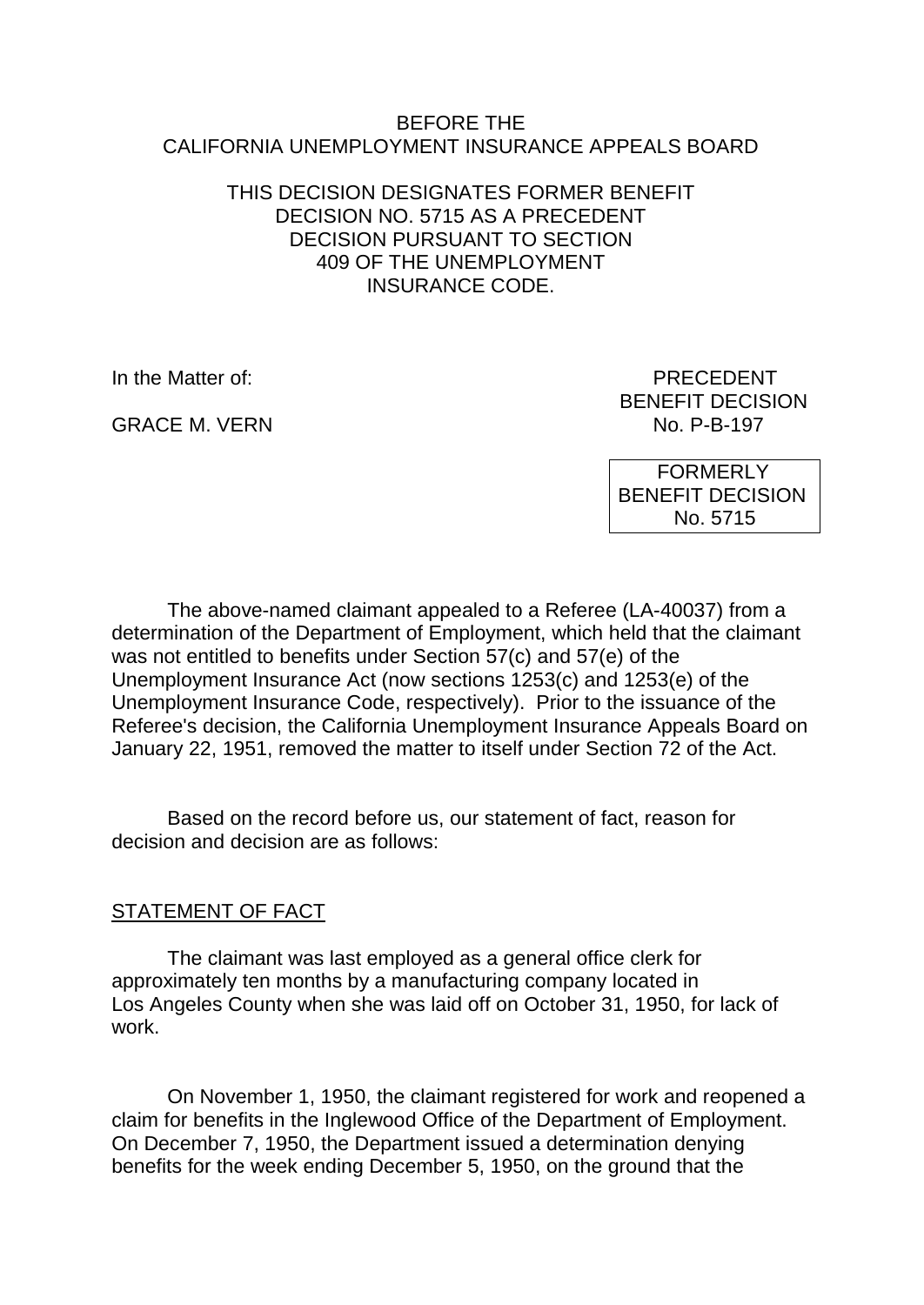BEFORE THE
CALIFORNIA UNEMPLOYMENT INSURANCE APPEALS BOARD

THIS DECISION DESIGNATES FORMER BENEFIT DECISION NO. 5715 AS A PRECEDENT DECISION PURSUANT TO SECTION 409 OF THE UNEMPLOYMENT INSURANCE CODE.

In the Matter of:

GRACE M. VERN

PRECEDENT
BENEFIT DECISION
No. P-B-197

FORMERLY
BENEFIT DECISION
No. 5715

The above-named claimant appealed to a Referee (LA-40037) from a determination of the Department of Employment, which held that the claimant was not entitled to benefits under Section 57(c) and 57(e) of the Unemployment Insurance Act (now sections 1253(c) and 1253(e) of the Unemployment Insurance Code, respectively). Prior to the issuance of the Referee's decision, the California Unemployment Insurance Appeals Board on January 22, 1951, removed the matter to itself under Section 72 of the Act.

Based on the record before us, our statement of fact, reason for decision and decision are as follows:

STATEMENT OF FACT

The claimant was last employed as a general office clerk for approximately ten months by a manufacturing company located in Los Angeles County when she was laid off on October 31, 1950, for lack of work.

On November 1, 1950, the claimant registered for work and reopened a claim for benefits in the Inglewood Office of the Department of Employment. On December 7, 1950, the Department issued a determination denying benefits for the week ending December 5, 1950, on the ground that the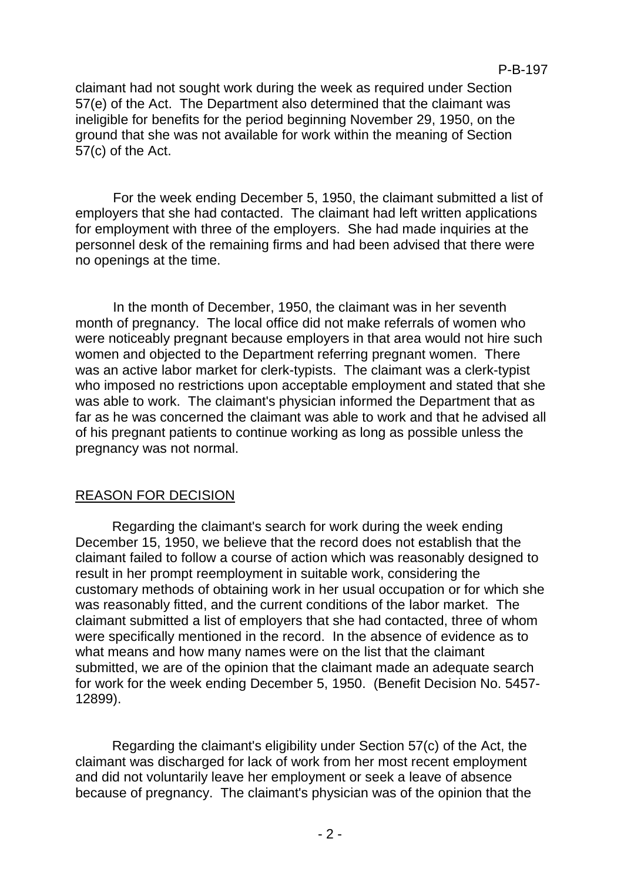claimant had not sought work during the week as required under Section 57(e) of the Act. The Department also determined that the claimant was ineligible for benefits for the period beginning November 29, 1950, on the ground that she was not available for work within the meaning of Section 57(c) of the Act.

For the week ending December 5, 1950, the claimant submitted a list of employers that she had contacted. The claimant had left written applications for employment with three of the employers. She had made inquiries at the personnel desk of the remaining firms and had been advised that there were no openings at the time.

In the month of December, 1950, the claimant was in her seventh month of pregnancy. The local office did not make referrals of women who were noticeably pregnant because employers in that area would not hire such women and objected to the Department referring pregnant women. There was an active labor market for clerk-typists. The claimant was a clerk-typist who imposed no restrictions upon acceptable employment and stated that she was able to work. The claimant's physician informed the Department that as far as he was concerned the claimant was able to work and that he advised all of his pregnant patients to continue working as long as possible unless the pregnancy was not normal.

## REASON FOR DECISION

Regarding the claimant's search for work during the week ending December 15, 1950, we believe that the record does not establish that the claimant failed to follow a course of action which was reasonably designed to result in her prompt reemployment in suitable work, considering the customary methods of obtaining work in her usual occupation or for which she was reasonably fitted, and the current conditions of the labor market. The claimant submitted a list of employers that she had contacted, three of whom were specifically mentioned in the record. In the absence of evidence as to what means and how many names were on the list that the claimant submitted, we are of the opinion that the claimant made an adequate search for work for the week ending December 5, 1950. (Benefit Decision No. 5457-12899).

Regarding the claimant's eligibility under Section 57(c) of the Act, the claimant was discharged for lack of work from her most recent employment and did not voluntarily leave her employment or seek a leave of absence because of pregnancy. The claimant's physician was of the opinion that the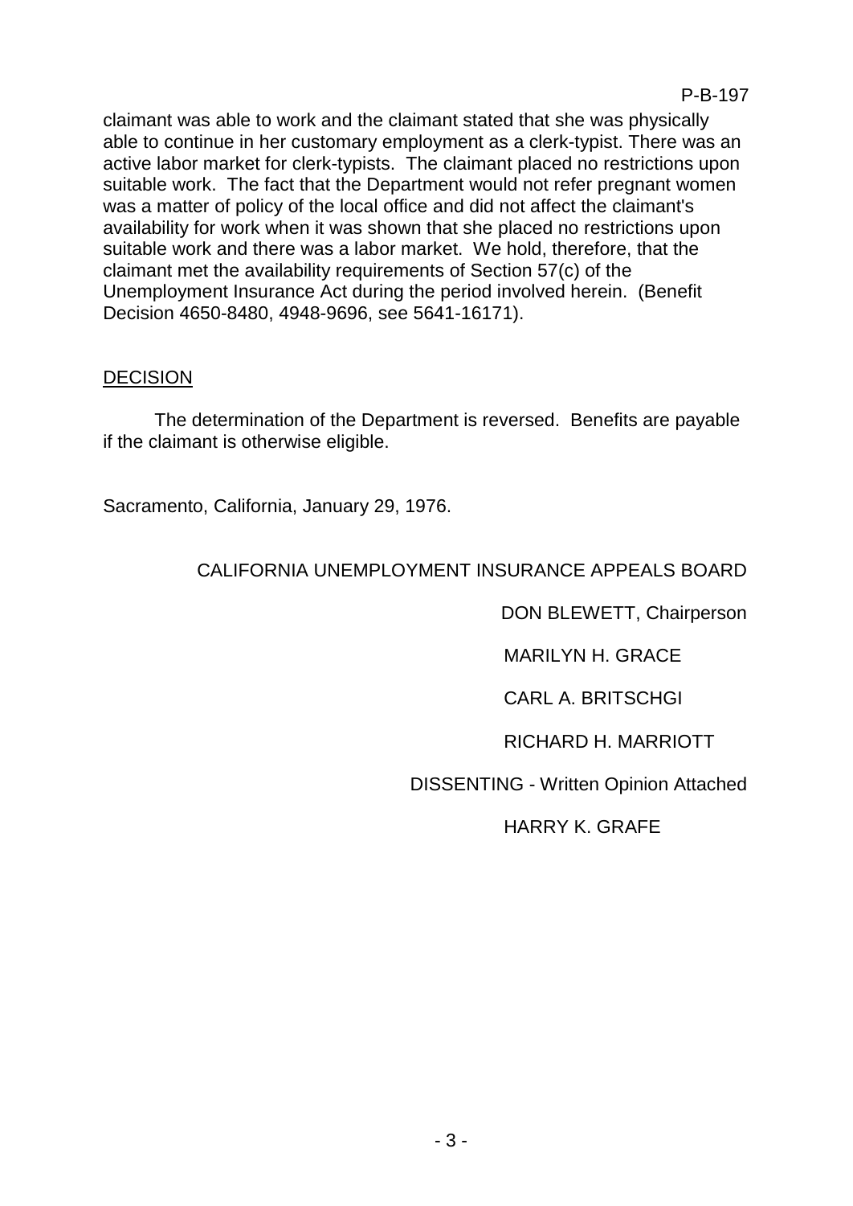claimant was able to work and the claimant stated that she was physically able to continue in her customary employment as a clerk-typist. There was an active labor market for clerk-typists. The claimant placed no restrictions upon suitable work. The fact that the Department would not refer pregnant women was a matter of policy of the local office and did not affect the claimant's availability for work when it was shown that she placed no restrictions upon suitable work and there was a labor market. We hold, therefore, that the claimant met the availability requirements of Section 57(c) of the Unemployment Insurance Act during the period involved herein. (Benefit Decision 4650-8480, 4948-9696, see 5641-16171).

## DECISION

The determination of the Department is reversed. Benefits are payable if the claimant is otherwise eligible.

Sacramento, California, January 29, 1976.

CALIFORNIA UNEMPLOYMENT INSURANCE APPEALS BOARD

DON BLEWETT, Chairperson

MARILYN H. GRACE

CARL A. BRITSCHGI

RICHARD H. MARRIOTT

DISSENTING - Written Opinion Attached

HARRY K. GRAFE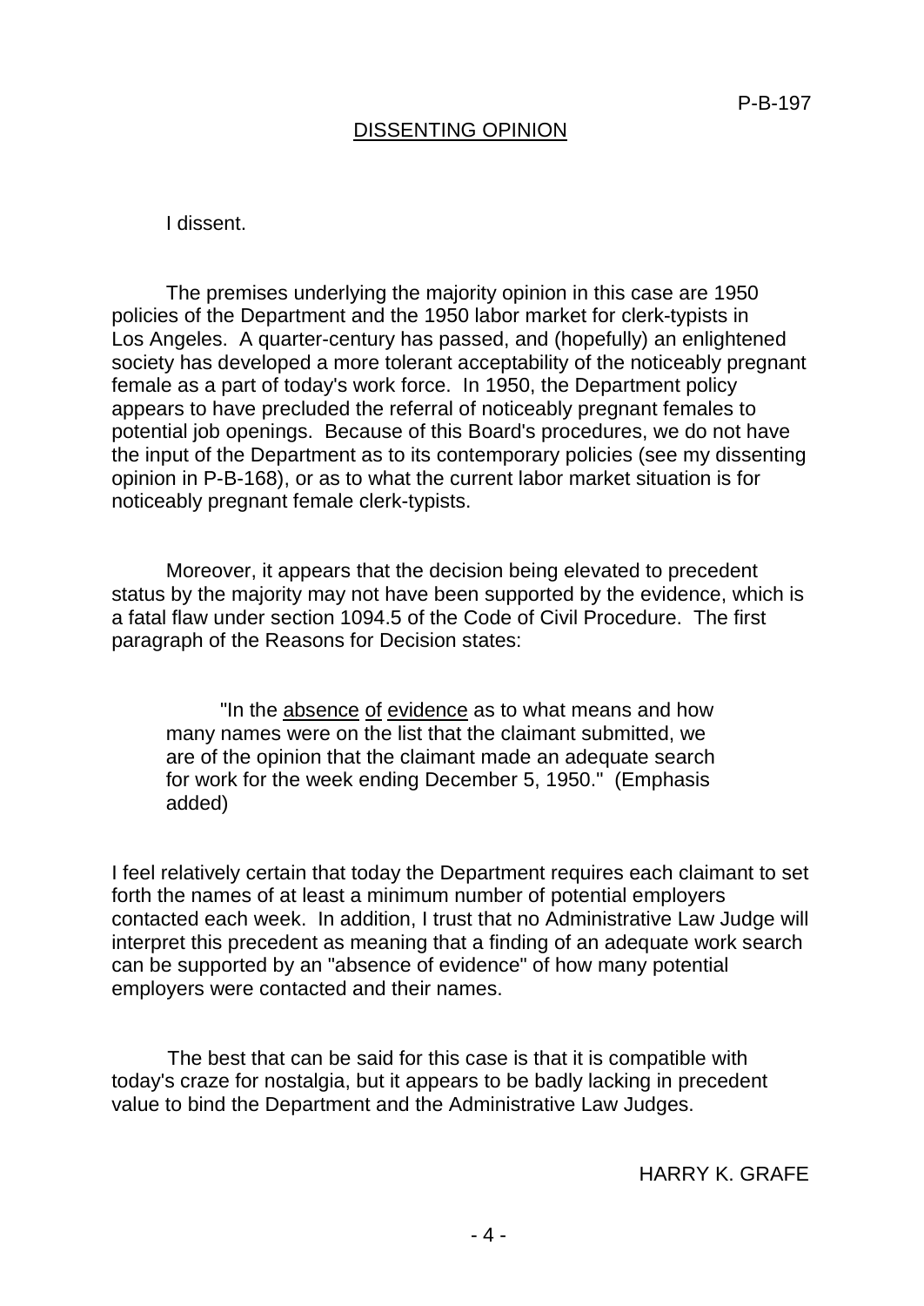P-B-197

## DISSENTING OPINION

I dissent.

The premises underlying the majority opinion in this case are 1950 policies of the Department and the 1950 labor market for clerk-typists in Los Angeles. A quarter-century has passed, and (hopefully) an enlightened society has developed a more tolerant acceptability of the noticeably pregnant female as a part of today's work force. In 1950, the Department policy appears to have precluded the referral of noticeably pregnant females to potential job openings. Because of this Board's procedures, we do not have the input of the Department as to its contemporary policies (see my dissenting opinion in P-B-168), or as to what the current labor market situation is for noticeably pregnant female clerk-typists.

Moreover, it appears that the decision being elevated to precedent status by the majority may not have been supported by the evidence, which is a fatal flaw under section 1094.5 of the Code of Civil Procedure. The first paragraph of the Reasons for Decision states:

> "In the <u>absence</u> <u>of</u> <u>evidence</u> as to what means and how many names were on the list that the claimant submitted, we are of the opinion that the claimant made an adequate search for work for the week ending December 5, 1950." (Emphasis added)

I feel relatively certain that today the Department requires each claimant to set forth the names of at least a minimum number of potential employers contacted each week. In addition, I trust that no Administrative Law Judge will interpret this precedent as meaning that a finding of an adequate work search can be supported by an "absence of evidence" of how many potential employers were contacted and their names.

The best that can be said for this case is that it is compatible with today's craze for nostalgia, but it appears to be badly lacking in precedent value to bind the Department and the Administrative Law Judges.

HARRY K. GRAFE